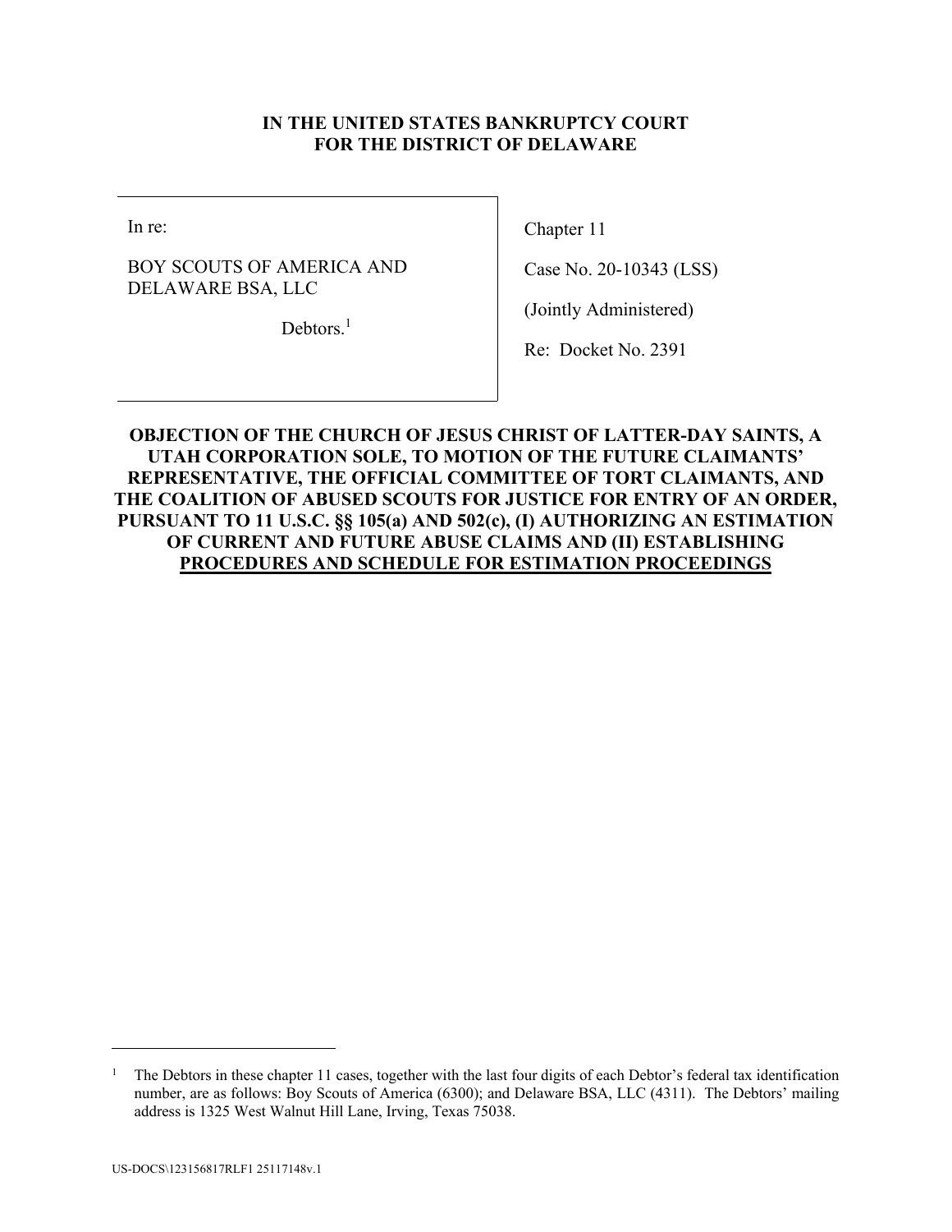**IN THE UNITED STATES BANKRUPTCY COURT**
**FOR THE DISTRICT OF DELAWARE**

| In re: | Chapter 11 |
|---|---|
| BOY SCOUTS OF AMERICA AND DELAWARE BSA, LLC | Case No. 20-10343 (LSS) |
| Debtors.[1] | (Jointly Administered) |
| | Re: Docket No. 2391 |

**OBJECTION OF THE CHURCH OF JESUS CHRIST OF LATTER-DAY SAINTS, A UTAH CORPORATION SOLE, TO MOTION OF THE FUTURE CLAIMANTS' REPRESENTATIVE, THE OFFICIAL COMMITTEE OF TORT CLAIMANTS, AND THE COALITION OF ABUSED SCOUTS FOR JUSTICE FOR ENTRY OF AN ORDER, PURSUANT TO 11 U.S.C. §§ 105(a) AND 502(c), (I) AUTHORIZING AN ESTIMATION OF CURRENT AND FUTURE ABUSE CLAIMS AND (II) ESTABLISHING PROCEDURES AND SCHEDULE FOR ESTIMATION PROCEEDINGS**

---

[1] The Debtors in these chapter 11 cases, together with the last four digits of each Debtor's federal tax identification number, are as follows: Boy Scouts of America (6300); and Delaware BSA, LLC (4311). The Debtors' mailing address is 1325 West Walnut Hill Lane, Irving, Texas 75038.

US-DOCS\123156817RLF1 25117148v.1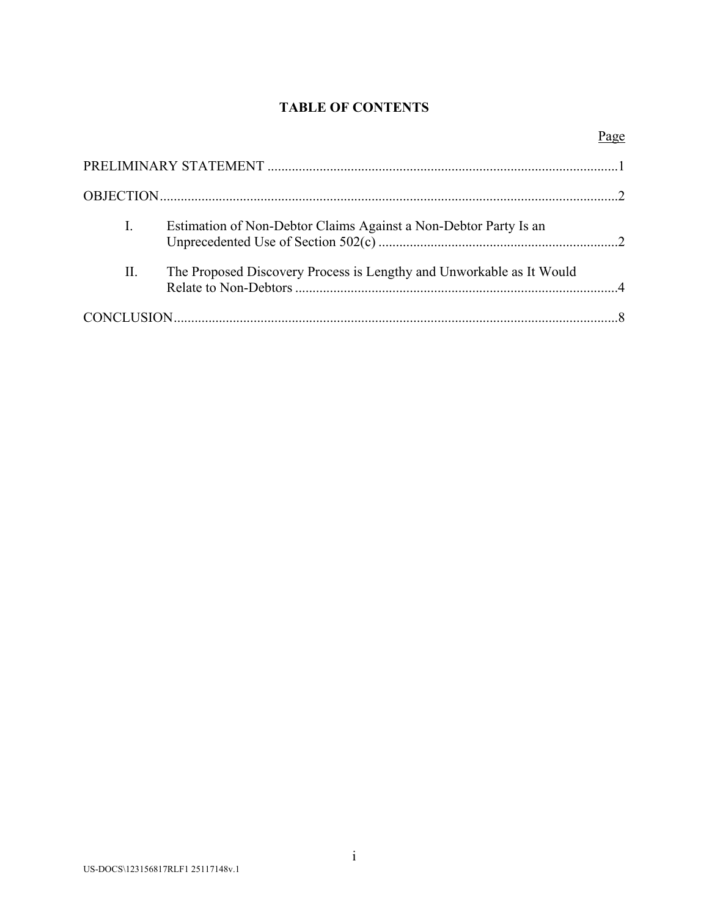# TABLE OF CONTENTS

| | Page |
|---|---|
| PRELIMINARY STATEMENT | 1 |
| OBJECTION | 2 |
| I. Estimation of Non-Debtor Claims Against a Non-Debtor Party Is an Unprecedented Use of Section 502(c) | 2 |
| II. The Proposed Discovery Process is Lengthy and Unworkable as It Would Relate to Non-Debtors | 4 |
| CONCLUSION | 8 |

US-DOCS\123156817RLF1 25117148v.1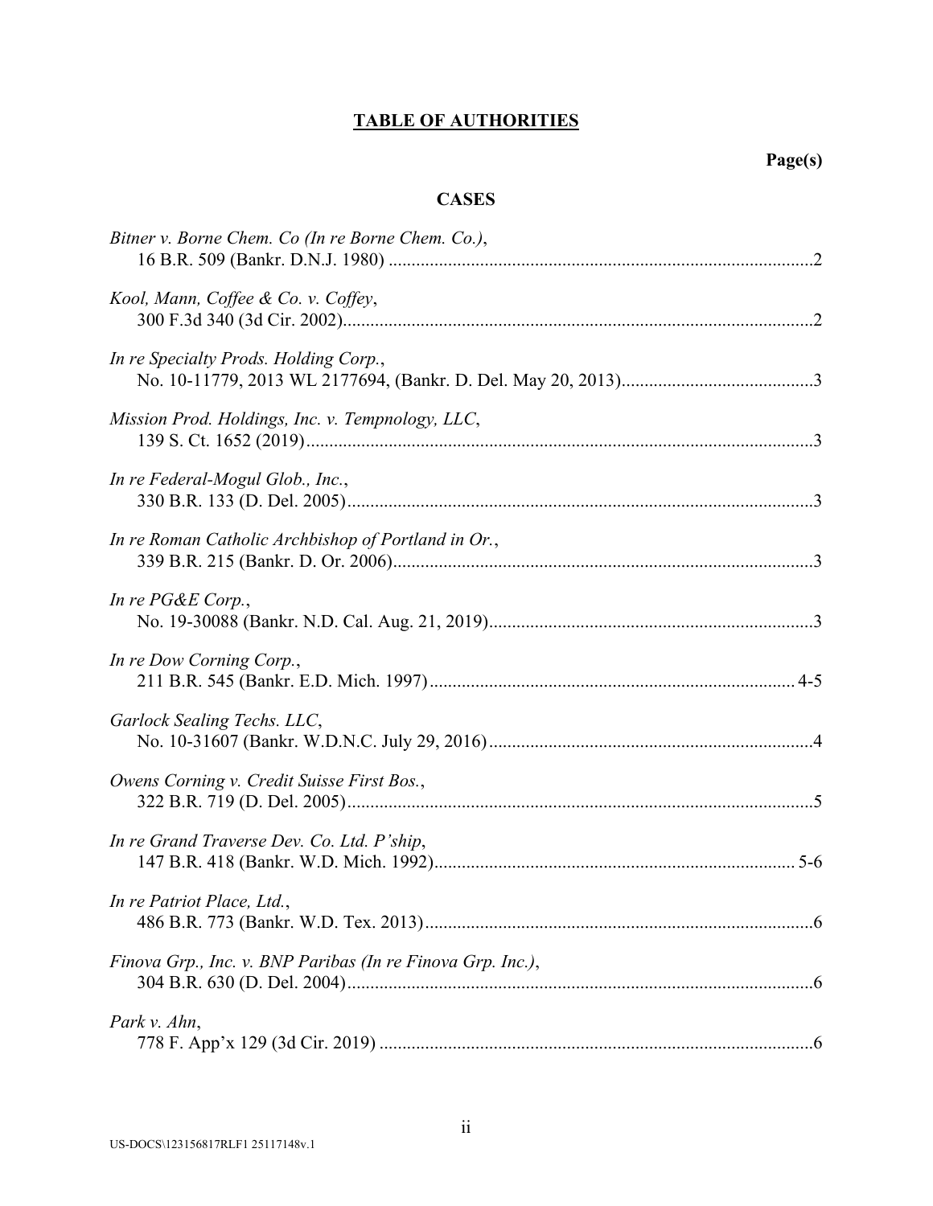# TABLE OF AUTHORITIES

**Page(s)**

## CASES

*Bitner v. Borne Chem. Co (In re Borne Chem. Co.)*,
16 B.R. 509 (Bankr. D.N.J. 1980) ....................................................................................2

*Kool, Mann, Coffee & Co. v. Coffey*,
300 F.3d 340 (3d Cir. 2002)..............................................................................................2

*In re Specialty Prods. Holding Corp.*,
No. 10-11779, 2013 WL 2177694, (Bankr. D. Del. May 20, 2013)...................................3

*Mission Prod. Holdings, Inc. v. Tempnology, LLC*,
139 S. Ct. 1652 (2019)......................................................................................................3

*In re Federal-Mogul Glob., Inc.*,
330 B.R. 133 (D. Del. 2005)..............................................................................................3

*In re Roman Catholic Archbishop of Portland in Or.*,
339 B.R. 215 (Bankr. D. Or. 2006)....................................................................................3

*In re PG&E Corp.*,
No. 19-30088 (Bankr. N.D. Cal. Aug. 21, 2019)...............................................................3

*In re Dow Corning Corp.*,
211 B.R. 545 (Bankr. E.D. Mich. 1997)........................................................................4-5

*Garlock Sealing Techs. LLC*,
No. 10-31607 (Bankr. W.D.N.C. July 29, 2016)...............................................................4

*Owens Corning v. Credit Suisse First Bos.*,
322 B.R. 719 (D. Del. 2005)..............................................................................................5

*In re Grand Traverse Dev. Co. Ltd. P'ship*,
147 B.R. 418 (Bankr. W.D. Mich. 1992).......................................................................5-6

*In re Patriot Place, Ltd.*,
486 B.R. 773 (Bankr. W.D. Tex. 2013).............................................................................6

*Finova Grp., Inc. v. BNP Paribas (In re Finova Grp. Inc.)*,
304 B.R. 630 (D. Del. 2004)..............................................................................................6

*Park v. Ahn*,
778 F. App'x 129 (3d Cir. 2019) .......................................................................................6

US-DOCS\123156817RLF1 25117148v.1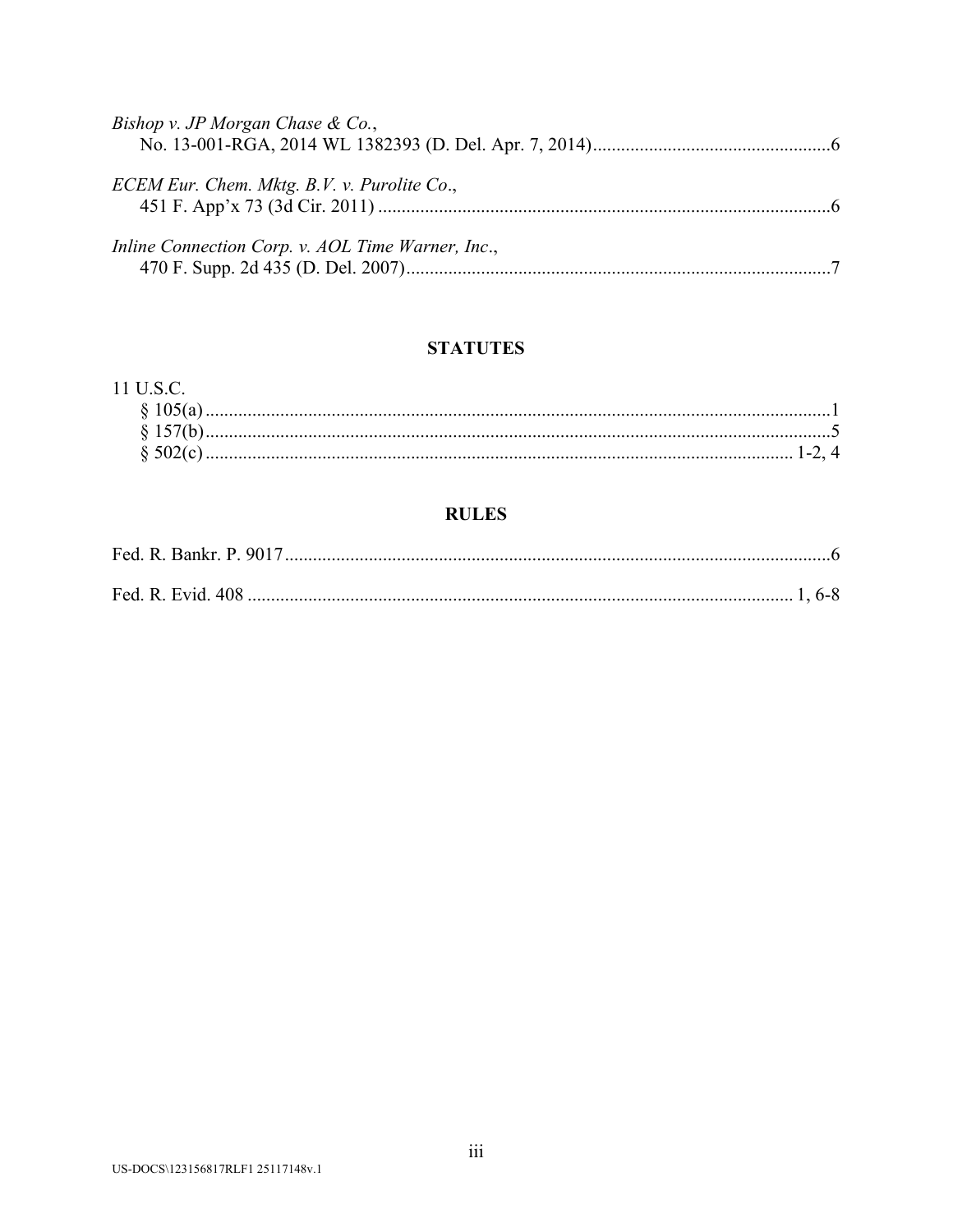*Bishop v. JP Morgan Chase & Co.*,
No. 13-001-RGA, 2014 WL 1382393 (D. Del. Apr. 7, 2014) .....6

*ECEM Eur. Chem. Mktg. B.V. v. Purolite Co.*,
451 F. App'x 73 (3d Cir. 2011) .....6

*Inline Connection Corp. v. AOL Time Warner, Inc.*,
470 F. Supp. 2d 435 (D. Del. 2007) .....7

## STATUTES

11 U.S.C.
§ 105(a) .....1
§ 157(b) .....5
§ 502(c) .....1-2, 4

## RULES

Fed. R. Bankr. P. 9017 .....6

Fed. R. Evid. 408 .....1, 6-8

US-DOCS\123156817RLF1 25117148v.1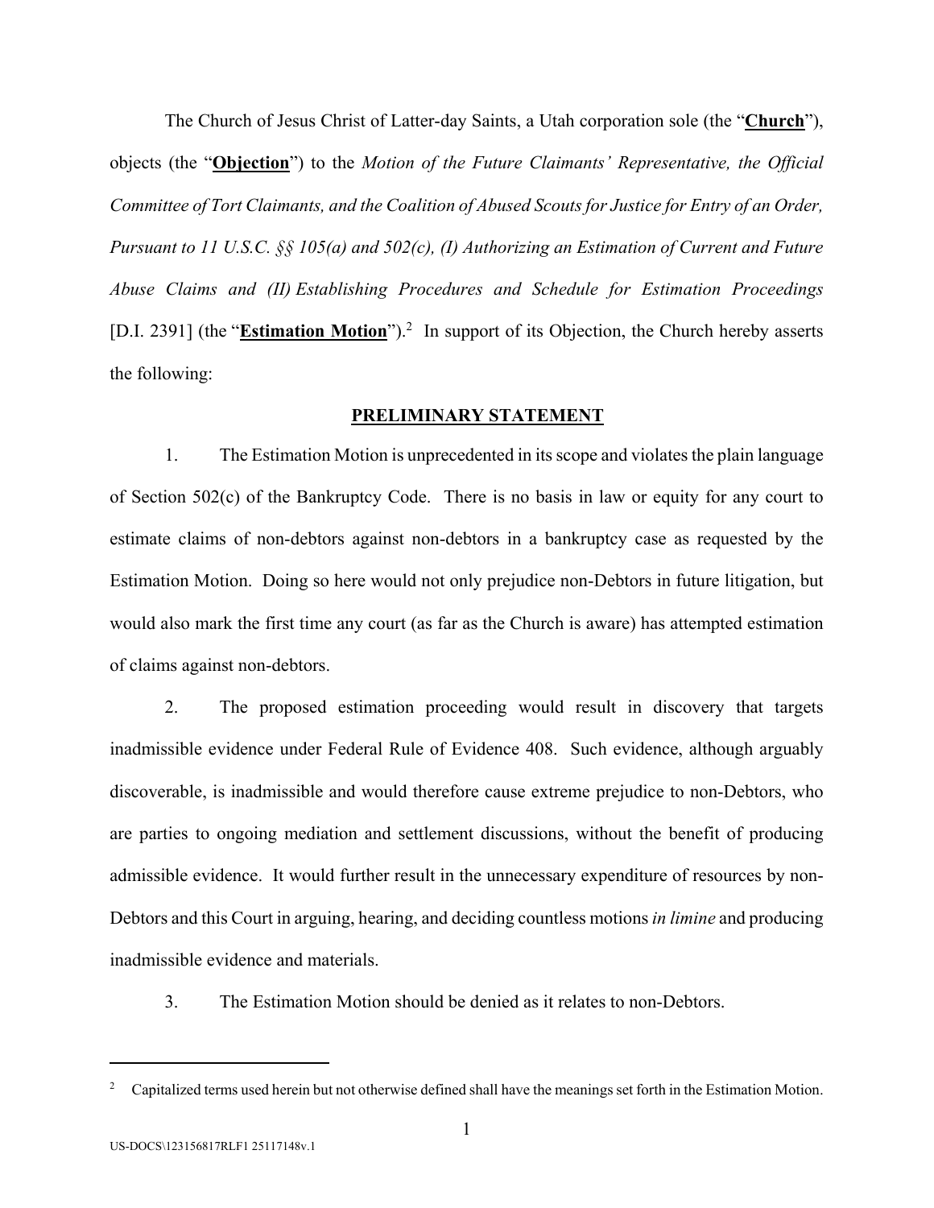The Church of Jesus Christ of Latter-day Saints, a Utah corporation sole (the "**Church**"), objects (the "**Objection**") to the *Motion of the Future Claimants' Representative, the Official Committee of Tort Claimants, and the Coalition of Abused Scouts for Justice for Entry of an Order, Pursuant to 11 U.S.C. §§ 105(a) and 502(c), (I) Authorizing an Estimation of Current and Future Abuse Claims and (II) Establishing Procedures and Schedule for Estimation Proceedings* [D.I. 2391] (the "**Estimation Motion**").[2] In support of its Objection, the Church hereby asserts the following:

## PRELIMINARY STATEMENT

1. The Estimation Motion is unprecedented in its scope and violates the plain language of Section 502(c) of the Bankruptcy Code. There is no basis in law or equity for any court to estimate claims of non-debtors against non-debtors in a bankruptcy case as requested by the Estimation Motion. Doing so here would not only prejudice non-Debtors in future litigation, but would also mark the first time any court (as far as the Church is aware) has attempted estimation of claims against non-debtors.

2. The proposed estimation proceeding would result in discovery that targets inadmissible evidence under Federal Rule of Evidence 408. Such evidence, although arguably discoverable, is inadmissible and would therefore cause extreme prejudice to non-Debtors, who are parties to ongoing mediation and settlement discussions, without the benefit of producing admissible evidence. It would further result in the unnecessary expenditure of resources by non-Debtors and this Court in arguing, hearing, and deciding countless motions *in limine* and producing inadmissible evidence and materials.

3. The Estimation Motion should be denied as it relates to non-Debtors.

---

[2] Capitalized terms used herein but not otherwise defined shall have the meanings set forth in the Estimation Motion.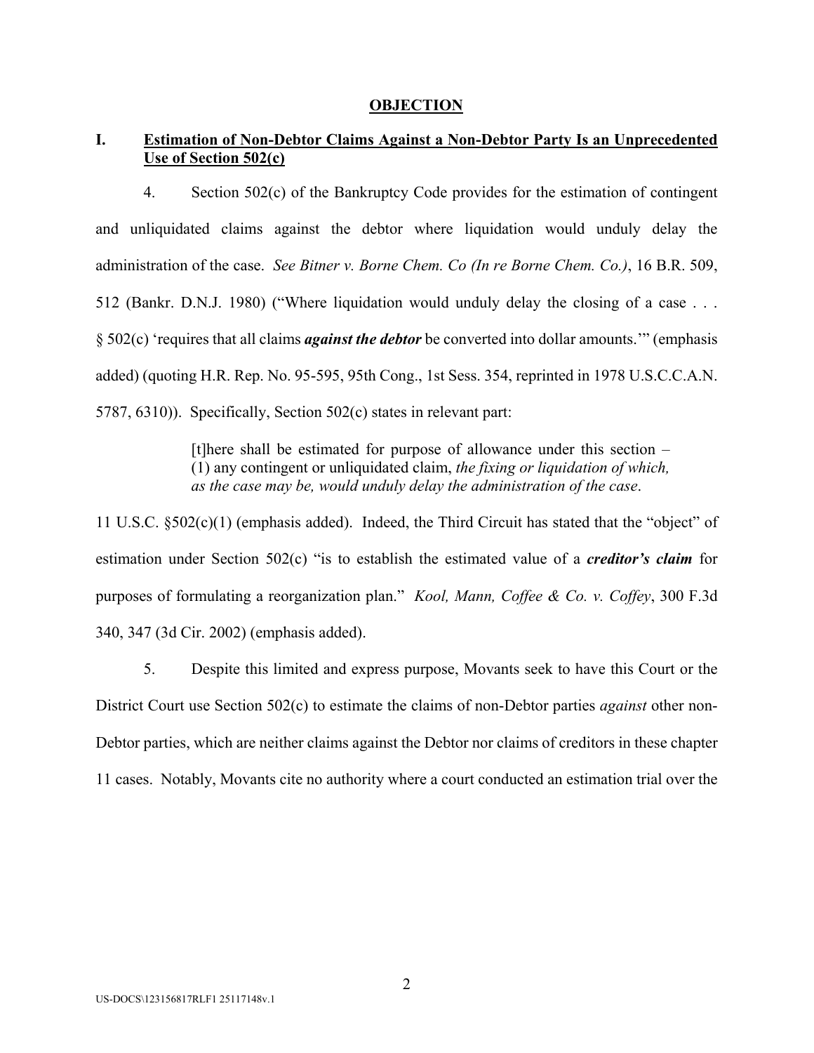## OBJECTION

### I. Estimation of Non-Debtor Claims Against a Non-Debtor Party Is an Unprecedented Use of Section 502(c)

4. Section 502(c) of the Bankruptcy Code provides for the estimation of contingent and unliquidated claims against the debtor where liquidation would unduly delay the administration of the case. *See Bitner v. Borne Chem. Co (In re Borne Chem. Co.)*, 16 B.R. 509, 512 (Bankr. D.N.J. 1980) ("Where liquidation would unduly delay the closing of a case . . . § 502(c) 'requires that all claims ***against the debtor*** be converted into dollar amounts.'" (emphasis added) (quoting H.R. Rep. No. 95-595, 95th Cong., 1st Sess. 354, reprinted in 1978 U.S.C.C.A.N. 5787, 6310)). Specifically, Section 502(c) states in relevant part:

> [t]here shall be estimated for purpose of allowance under this section – (1) any contingent or unliquidated claim, *the fixing or liquidation of which, as the case may be, would unduly delay the administration of the case*.

11 U.S.C. §502(c)(1) (emphasis added). Indeed, the Third Circuit has stated that the "object" of estimation under Section 502(c) "is to establish the estimated value of a ***creditor's claim*** for purposes of formulating a reorganization plan." *Kool, Mann, Coffee & Co. v. Coffey*, 300 F.3d 340, 347 (3d Cir. 2002) (emphasis added).

5. Despite this limited and express purpose, Movants seek to have this Court or the District Court use Section 502(c) to estimate the claims of non-Debtor parties *against* other non-Debtor parties, which are neither claims against the Debtor nor claims of creditors in these chapter 11 cases. Notably, Movants cite no authority where a court conducted an estimation trial over the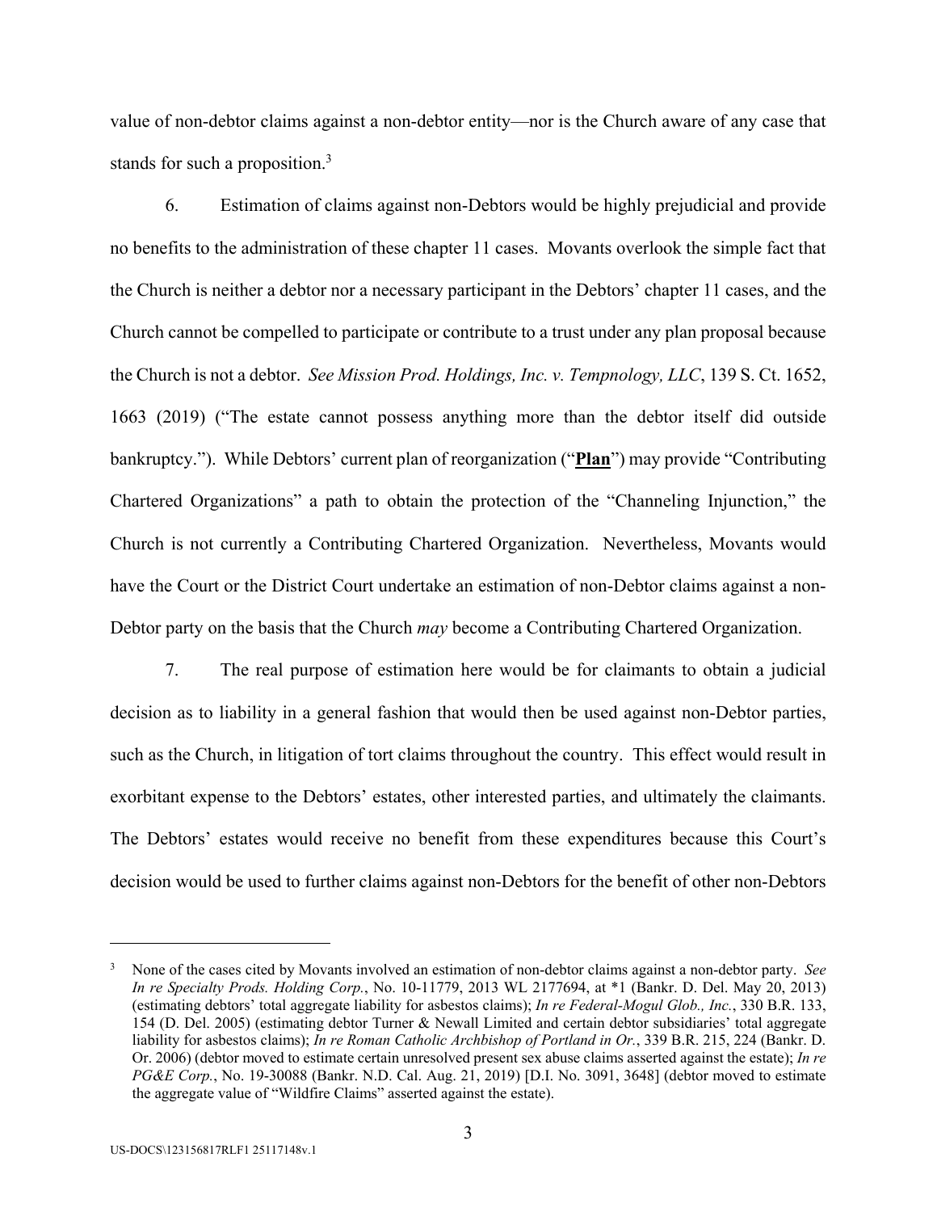value of non-debtor claims against a non-debtor entity—nor is the Church aware of any case that stands for such a proposition.[3]

6. Estimation of claims against non-Debtors would be highly prejudicial and provide no benefits to the administration of these chapter 11 cases. Movants overlook the simple fact that the Church is neither a debtor nor a necessary participant in the Debtors' chapter 11 cases, and the Church cannot be compelled to participate or contribute to a trust under any plan proposal because the Church is not a debtor. *See Mission Prod. Holdings, Inc. v. Tempnology, LLC*, 139 S. Ct. 1652, 1663 (2019) ("The estate cannot possess anything more than the debtor itself did outside bankruptcy."). While Debtors' current plan of reorganization ("**Plan**") may provide "Contributing Chartered Organizations" a path to obtain the protection of the "Channeling Injunction," the Church is not currently a Contributing Chartered Organization. Nevertheless, Movants would have the Court or the District Court undertake an estimation of non-Debtor claims against a non-Debtor party on the basis that the Church *may* become a Contributing Chartered Organization.

7. The real purpose of estimation here would be for claimants to obtain a judicial decision as to liability in a general fashion that would then be used against non-Debtor parties, such as the Church, in litigation of tort claims throughout the country. This effect would result in exorbitant expense to the Debtors' estates, other interested parties, and ultimately the claimants. The Debtors' estates would receive no benefit from these expenditures because this Court's decision would be used to further claims against non-Debtors for the benefit of other non-Debtors

---

[3] None of the cases cited by Movants involved an estimation of non-debtor claims against a non-debtor party. *See In re Specialty Prods. Holding Corp.*, No. 10-11779, 2013 WL 2177694, at *1 (Bankr. D. Del. May 20, 2013) (estimating debtors' total aggregate liability for asbestos claims); *In re Federal-Mogul Glob., Inc.*, 330 B.R. 133, 154 (D. Del. 2005) (estimating debtor Turner & Newall Limited and certain debtor subsidiaries' total aggregate liability for asbestos claims); *In re Roman Catholic Archbishop of Portland in Or.*, 339 B.R. 215, 224 (Bankr. D. Or. 2006) (debtor moved to estimate certain unresolved present sex abuse claims asserted against the estate); *In re PG&E Corp.*, No. 19-30088 (Bankr. N.D. Cal. Aug. 21, 2019) [D.I. No. 3091, 3648] (debtor moved to estimate the aggregate value of "Wildfire Claims" asserted against the estate).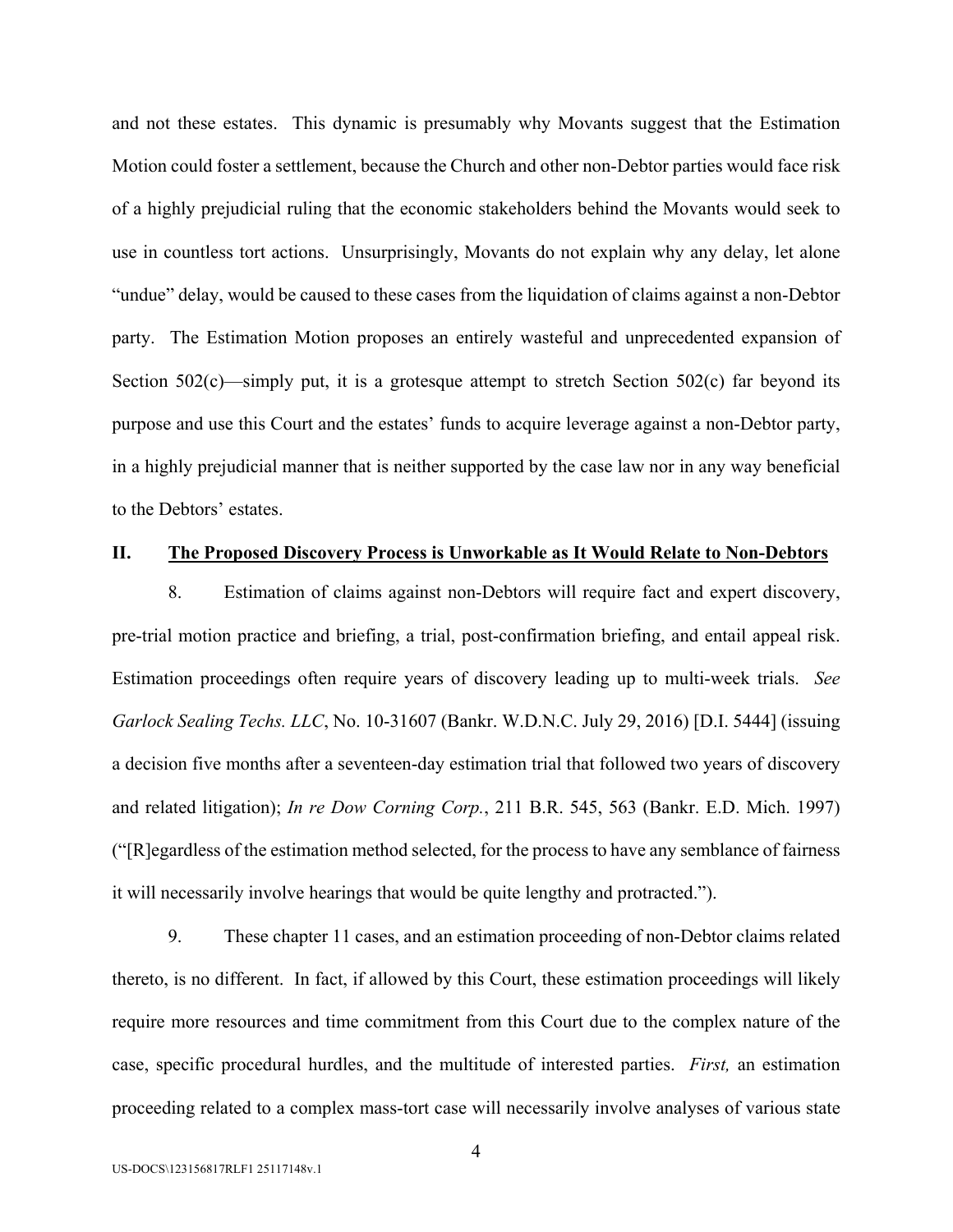and not these estates. This dynamic is presumably why Movants suggest that the Estimation Motion could foster a settlement, because the Church and other non-Debtor parties would face risk of a highly prejudicial ruling that the economic stakeholders behind the Movants would seek to use in countless tort actions. Unsurprisingly, Movants do not explain why any delay, let alone "undue" delay, would be caused to these cases from the liquidation of claims against a non-Debtor party. The Estimation Motion proposes an entirely wasteful and unprecedented expansion of Section 502(c)—simply put, it is a grotesque attempt to stretch Section 502(c) far beyond its purpose and use this Court and the estates' funds to acquire leverage against a non-Debtor party, in a highly prejudicial manner that is neither supported by the case law nor in any way beneficial to the Debtors' estates.

## II. <u>The Proposed Discovery Process is Unworkable as It Would Relate to Non-Debtors</u>

8. Estimation of claims against non-Debtors will require fact and expert discovery, pre-trial motion practice and briefing, a trial, post-confirmation briefing, and entail appeal risk. Estimation proceedings often require years of discovery leading up to multi-week trials. *See Garlock Sealing Techs. LLC*, No. 10-31607 (Bankr. W.D.N.C. July 29, 2016) [D.I. 5444] (issuing a decision five months after a seventeen-day estimation trial that followed two years of discovery and related litigation); *In re Dow Corning Corp.*, 211 B.R. 545, 563 (Bankr. E.D. Mich. 1997) ("[R]egardless of the estimation method selected, for the process to have any semblance of fairness it will necessarily involve hearings that would be quite lengthy and protracted.").

9. These chapter 11 cases, and an estimation proceeding of non-Debtor claims related thereto, is no different. In fact, if allowed by this Court, these estimation proceedings will likely require more resources and time commitment from this Court due to the complex nature of the case, specific procedural hurdles, and the multitude of interested parties. *First,* an estimation proceeding related to a complex mass-tort case will necessarily involve analyses of various state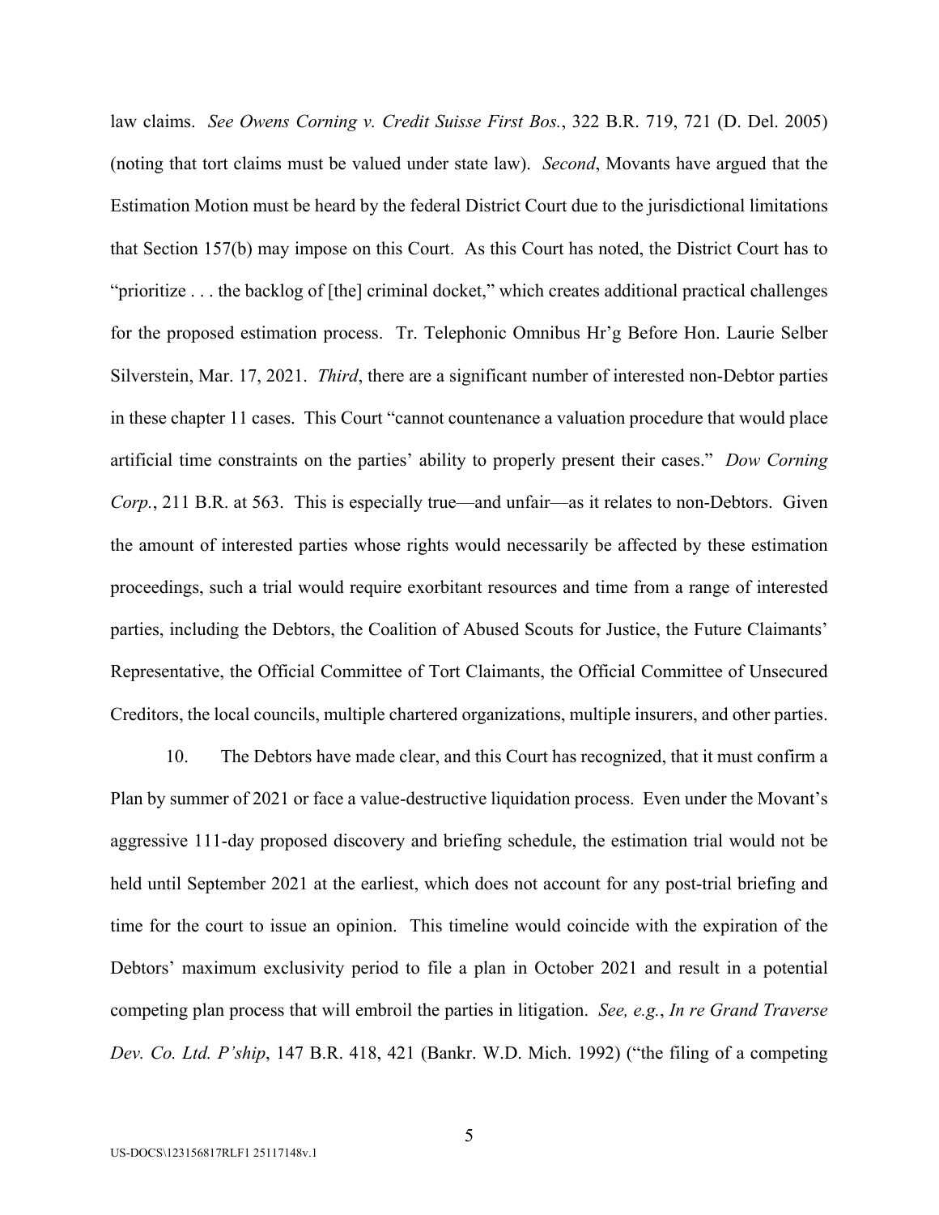law claims. *See Owens Corning v. Credit Suisse First Bos.*, 322 B.R. 719, 721 (D. Del. 2005) (noting that tort claims must be valued under state law). *Second*, Movants have argued that the Estimation Motion must be heard by the federal District Court due to the jurisdictional limitations that Section 157(b) may impose on this Court. As this Court has noted, the District Court has to "prioritize . . . the backlog of [the] criminal docket," which creates additional practical challenges for the proposed estimation process. Tr. Telephonic Omnibus Hr'g Before Hon. Laurie Selber Silverstein, Mar. 17, 2021. *Third*, there are a significant number of interested non-Debtor parties in these chapter 11 cases. This Court "cannot countenance a valuation procedure that would place artificial time constraints on the parties' ability to properly present their cases." *Dow Corning Corp.*, 211 B.R. at 563. This is especially true—and unfair—as it relates to non-Debtors. Given the amount of interested parties whose rights would necessarily be affected by these estimation proceedings, such a trial would require exorbitant resources and time from a range of interested parties, including the Debtors, the Coalition of Abused Scouts for Justice, the Future Claimants' Representative, the Official Committee of Tort Claimants, the Official Committee of Unsecured Creditors, the local councils, multiple chartered organizations, multiple insurers, and other parties.

10. The Debtors have made clear, and this Court has recognized, that it must confirm a Plan by summer of 2021 or face a value-destructive liquidation process. Even under the Movant's aggressive 111-day proposed discovery and briefing schedule, the estimation trial would not be held until September 2021 at the earliest, which does not account for any post-trial briefing and time for the court to issue an opinion. This timeline would coincide with the expiration of the Debtors' maximum exclusivity period to file a plan in October 2021 and result in a potential competing plan process that will embroil the parties in litigation. *See, e.g.*, *In re Grand Traverse Dev. Co. Ltd. P'ship*, 147 B.R. 418, 421 (Bankr. W.D. Mich. 1992) ("the filing of a competing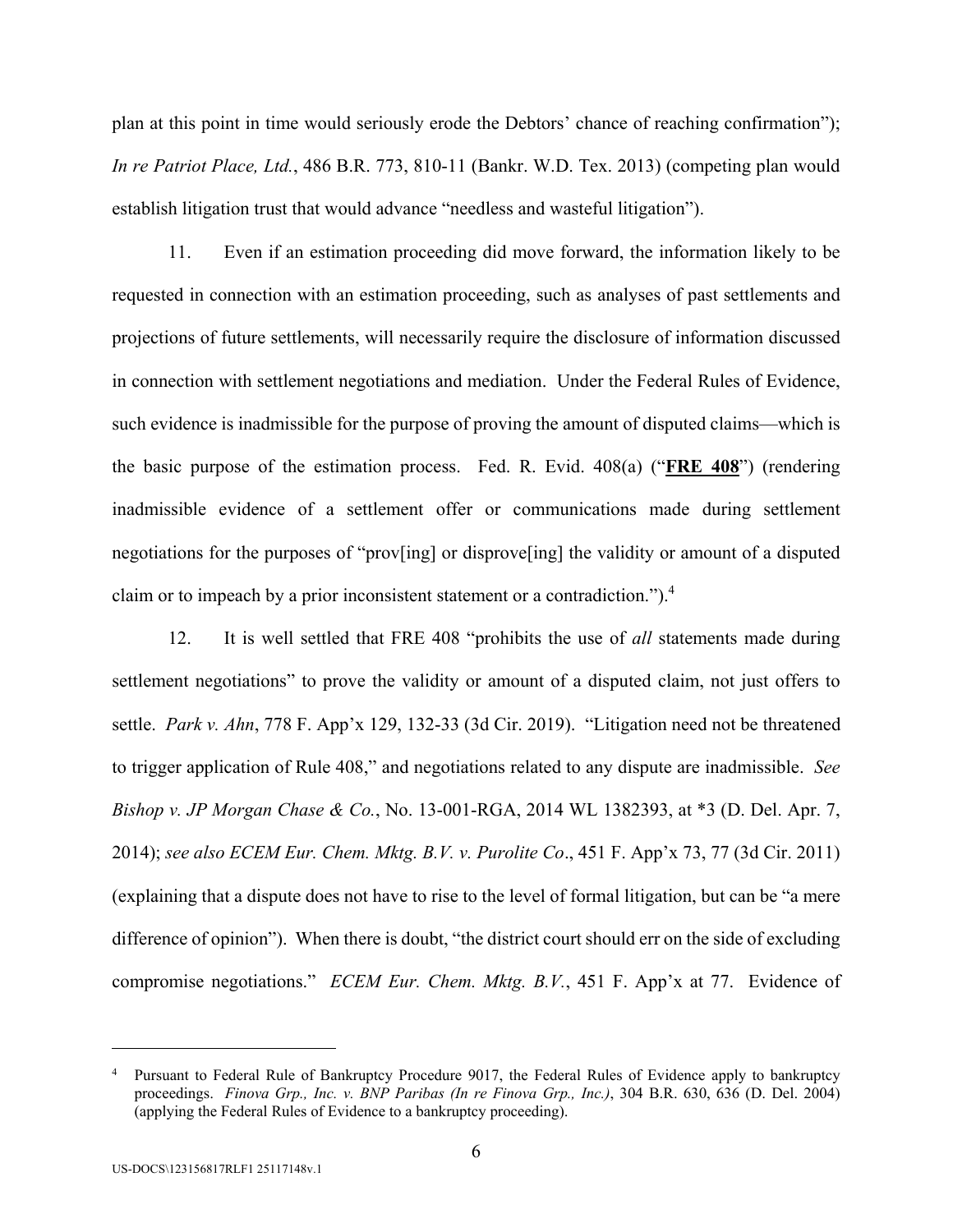plan at this point in time would seriously erode the Debtors' chance of reaching confirmation"); *In re Patriot Place, Ltd.*, 486 B.R. 773, 810-11 (Bankr. W.D. Tex. 2013) (competing plan would establish litigation trust that would advance "needless and wasteful litigation").

11. Even if an estimation proceeding did move forward, the information likely to be requested in connection with an estimation proceeding, such as analyses of past settlements and projections of future settlements, will necessarily require the disclosure of information discussed in connection with settlement negotiations and mediation. Under the Federal Rules of Evidence, such evidence is inadmissible for the purpose of proving the amount of disputed claims—which is the basic purpose of the estimation process. Fed. R. Evid. 408(a) ("**FRE 408**") (rendering inadmissible evidence of a settlement offer or communications made during settlement negotiations for the purposes of "prov[ing] or disprove[ing] the validity or amount of a disputed claim or to impeach by a prior inconsistent statement or a contradiction.").[4]

12. It is well settled that FRE 408 "prohibits the use of *all* statements made during settlement negotiations" to prove the validity or amount of a disputed claim, not just offers to settle. *Park v. Ahn*, 778 F. App'x 129, 132-33 (3d Cir. 2019). "Litigation need not be threatened to trigger application of Rule 408," and negotiations related to any dispute are inadmissible. *See Bishop v. JP Morgan Chase & Co.*, No. 13-001-RGA, 2014 WL 1382393, at *3 (D. Del. Apr. 7, 2014); *see also ECEM Eur. Chem. Mktg. B.V. v. Purolite Co*., 451 F. App'x 73, 77 (3d Cir. 2011) (explaining that a dispute does not have to rise to the level of formal litigation, but can be "a mere difference of opinion"). When there is doubt, "the district court should err on the side of excluding compromise negotiations." *ECEM Eur. Chem. Mktg. B.V.*, 451 F. App'x at 77. Evidence of

---

[4] Pursuant to Federal Rule of Bankruptcy Procedure 9017, the Federal Rules of Evidence apply to bankruptcy proceedings. *Finova Grp., Inc. v. BNP Paribas (In re Finova Grp., Inc.)*, 304 B.R. 630, 636 (D. Del. 2004) (applying the Federal Rules of Evidence to a bankruptcy proceeding).

US-DOCS\123156817RLF1 25117148v.1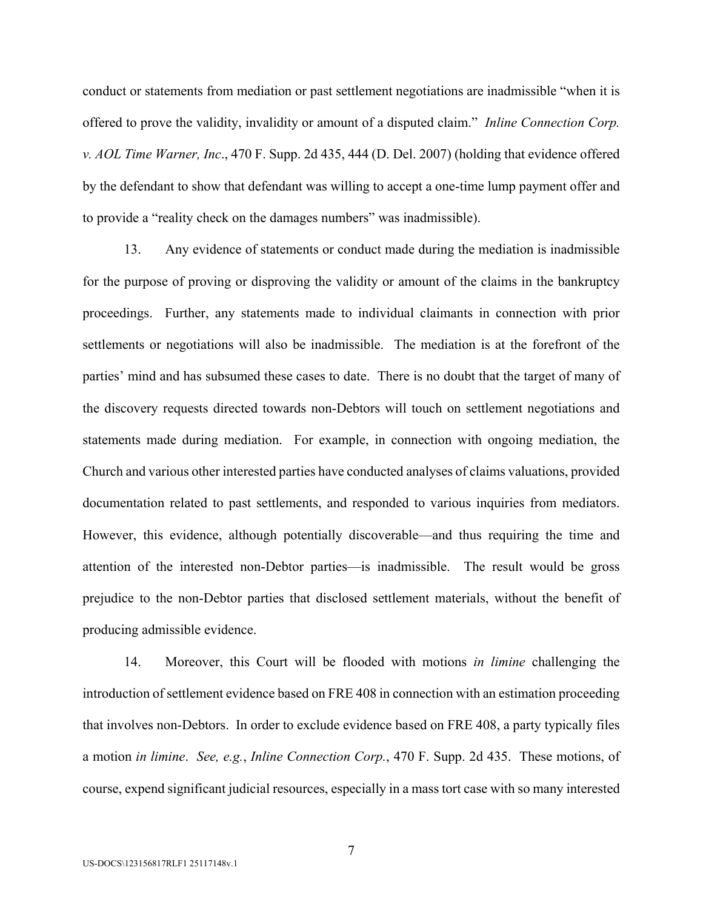conduct or statements from mediation or past settlement negotiations are inadmissible "when it is offered to prove the validity, invalidity or amount of a disputed claim." *Inline Connection Corp. v. AOL Time Warner, Inc*., 470 F. Supp. 2d 435, 444 (D. Del. 2007) (holding that evidence offered by the defendant to show that defendant was willing to accept a one-time lump payment offer and to provide a "reality check on the damages numbers" was inadmissible).

13. Any evidence of statements or conduct made during the mediation is inadmissible for the purpose of proving or disproving the validity or amount of the claims in the bankruptcy proceedings. Further, any statements made to individual claimants in connection with prior settlements or negotiations will also be inadmissible. The mediation is at the forefront of the parties' mind and has subsumed these cases to date. There is no doubt that the target of many of the discovery requests directed towards non-Debtors will touch on settlement negotiations and statements made during mediation. For example, in connection with ongoing mediation, the Church and various other interested parties have conducted analyses of claims valuations, provided documentation related to past settlements, and responded to various inquiries from mediators. However, this evidence, although potentially discoverable—and thus requiring the time and attention of the interested non-Debtor parties—is inadmissible. The result would be gross prejudice to the non-Debtor parties that disclosed settlement materials, without the benefit of producing admissible evidence.

14. Moreover, this Court will be flooded with motions *in limine* challenging the introduction of settlement evidence based on FRE 408 in connection with an estimation proceeding that involves non-Debtors. In order to exclude evidence based on FRE 408, a party typically files a motion *in limine*. *See, e.g.*, *Inline Connection Corp.*, 470 F. Supp. 2d 435. These motions, of course, expend significant judicial resources, especially in a mass tort case with so many interested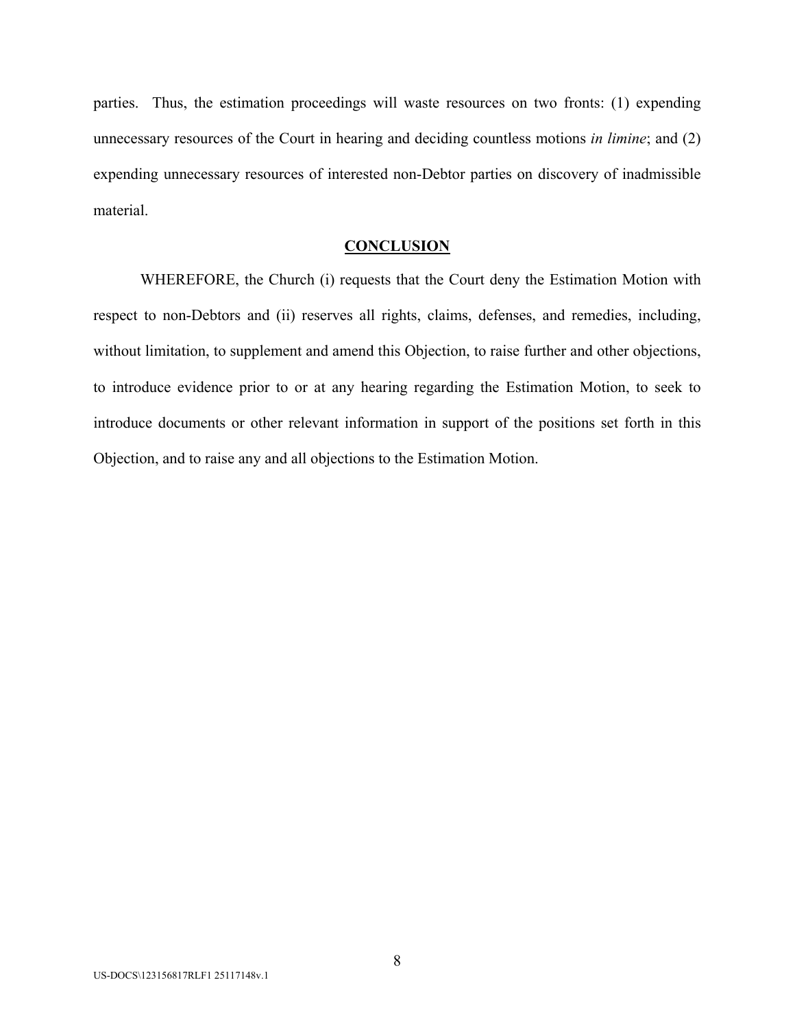parties. Thus, the estimation proceedings will waste resources on two fronts: (1) expending unnecessary resources of the Court in hearing and deciding countless motions *in limine*; and (2) expending unnecessary resources of interested non-Debtor parties on discovery of inadmissible material.

## CONCLUSION

WHEREFORE, the Church (i) requests that the Court deny the Estimation Motion with respect to non-Debtors and (ii) reserves all rights, claims, defenses, and remedies, including, without limitation, to supplement and amend this Objection, to raise further and other objections, to introduce evidence prior to or at any hearing regarding the Estimation Motion, to seek to introduce documents or other relevant information in support of the positions set forth in this Objection, and to raise any and all objections to the Estimation Motion.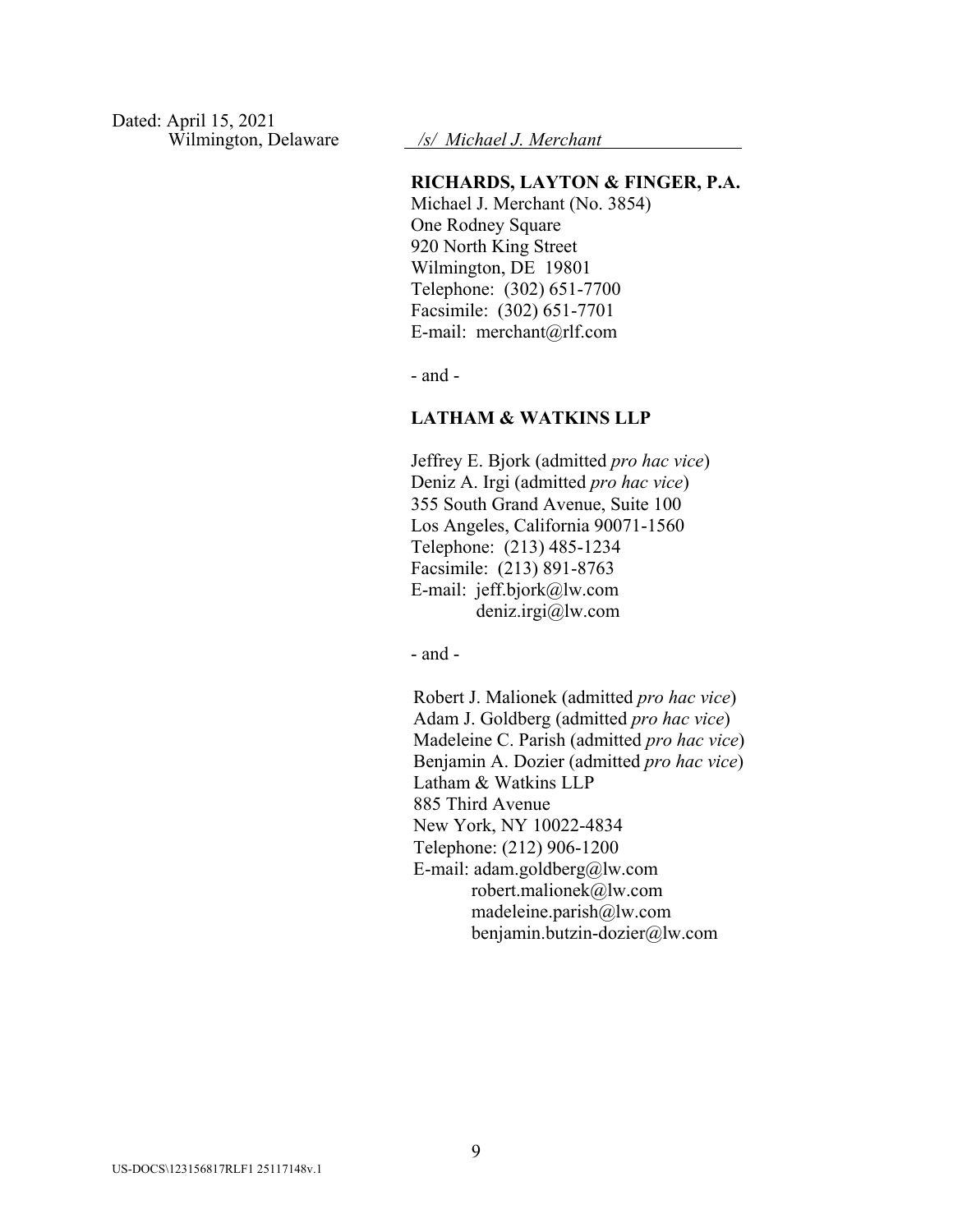Dated: April 15, 2021
Wilmington, Delaware

*/s/ Michael J. Merchant*

**RICHARDS, LAYTON & FINGER, P.A.**
Michael J. Merchant (No. 3854)
One Rodney Square
920 North King Street
Wilmington, DE 19801
Telephone: (302) 651-7700
Facsimile: (302) 651-7701
E-mail: merchant@rlf.com

- and -

**LATHAM & WATKINS LLP**

Jeffrey E. Bjork (admitted *pro hac vice*)
Deniz A. Irgi (admitted *pro hac vice*)
355 South Grand Avenue, Suite 100
Los Angeles, California 90071-1560
Telephone: (213) 485-1234
Facsimile: (213) 891-8763
E-mail: jeff.bjork@lw.com
deniz.irgi@lw.com

- and -

Robert J. Malionek (admitted *pro hac vice*)
Adam J. Goldberg (admitted *pro hac vice*)
Madeleine C. Parish (admitted *pro hac vice*)
Benjamin A. Dozier (admitted *pro hac vice*)
Latham & Watkins LLP
885 Third Avenue
New York, NY 10022-4834
Telephone: (212) 906-1200
E-mail: adam.goldberg@lw.com
robert.malionek@lw.com
madeleine.parish@lw.com
benjamin.butzin-dozier@lw.com

US-DOCS\123156817RLF1 25117148v.1